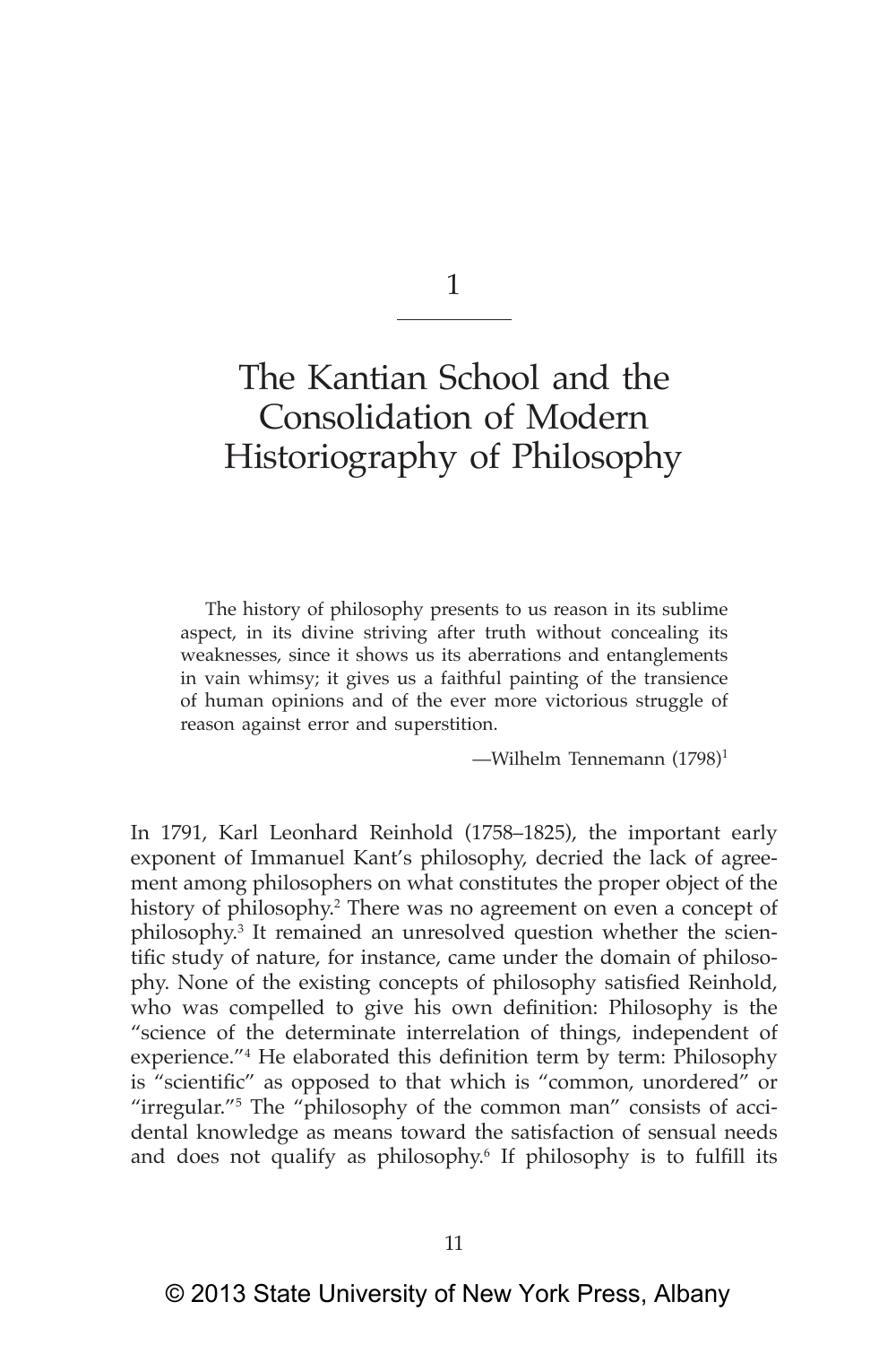# 1

# The Kantian School and the Consolidation of Modern Historiography of Philosophy

> The history of philosophy presents to us reason in its sublime aspect, in its divine striving after truth without concealing its weaknesses, since it shows us its aberrations and entanglements in vain whimsy; it gives us a faithful painting of the transience of human opinions and of the ever more victorious struggle of reason against error and superstition.
>
> —Wilhelm Tennemann (1798)[1]

In 1791, Karl Leonhard Reinhold (1758–1825), the important early exponent of Immanuel Kant's philosophy, decried the lack of agreement among philosophers on what constitutes the proper object of the history of philosophy.[2] There was no agreement on even a concept of philosophy.[3] It remained an unresolved question whether the scientific study of nature, for instance, came under the domain of philosophy. None of the existing concepts of philosophy satisfied Reinhold, who was compelled to give his own definition: Philosophy is the "science of the determinate interrelation of things, independent of experience."[4] He elaborated this definition term by term: Philosophy is "scientific" as opposed to that which is "common, unordered" or "irregular."[5] The "philosophy of the common man" consists of accidental knowledge as means toward the satisfaction of sensual needs and does not qualify as philosophy.[6] If philosophy is to fulfill its

© 2013 State University of New York Press, Albany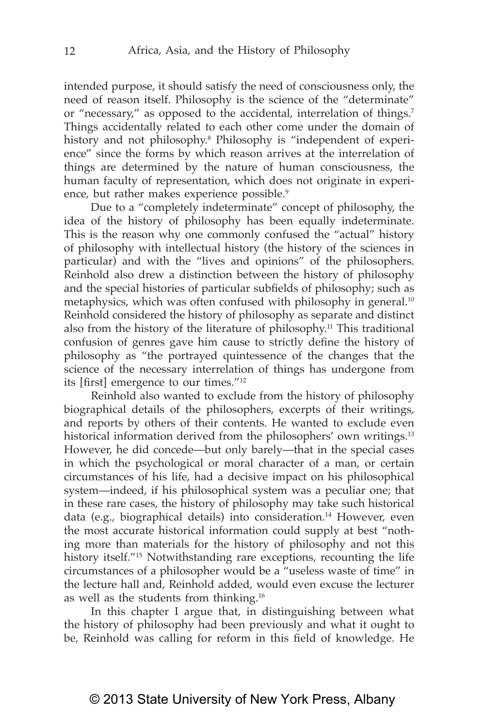intended purpose, it should satisfy the need of consciousness only, the need of reason itself. Philosophy is the science of the "determinate" or "necessary," as opposed to the accidental, interrelation of things.[7] Things accidentally related to each other come under the domain of history and not philosophy.[8] Philosophy is "independent of experience" since the forms by which reason arrives at the interrelation of things are determined by the nature of human consciousness, the human faculty of representation, which does not originate in experience, but rather makes experience possible.[9]

Due to a "completely indeterminate" concept of philosophy, the idea of the history of philosophy has been equally indeterminate. This is the reason why one commonly confused the "actual" history of philosophy with intellectual history (the history of the sciences in particular) and with the "lives and opinions" of the philosophers. Reinhold also drew a distinction between the history of philosophy and the special histories of particular subfields of philosophy; such as metaphysics, which was often confused with philosophy in general.[10] Reinhold considered the history of philosophy as separate and distinct also from the history of the literature of philosophy.[11] This traditional confusion of genres gave him cause to strictly define the history of philosophy as "the portrayed quintessence of the changes that the science of the necessary interrelation of things has undergone from its [first] emergence to our times."[12]

Reinhold also wanted to exclude from the history of philosophy biographical details of the philosophers, excerpts of their writings, and reports by others of their contents. He wanted to exclude even historical information derived from the philosophers' own writings.[13] However, he did concede—but only barely—that in the special cases in which the psychological or moral character of a man, or certain circumstances of his life, had a decisive impact on his philosophical system—indeed, if his philosophical system was a peculiar one; that in these rare cases, the history of philosophy may take such historical data (e.g., biographical details) into consideration.[14] However, even the most accurate historical information could supply at best "nothing more than materials for the history of philosophy and not this history itself."[15] Notwithstanding rare exceptions, recounting the life circumstances of a philosopher would be a "useless waste of time" in the lecture hall and, Reinhold added, would even excuse the lecturer as well as the students from thinking.[16]

In this chapter I argue that, in distinguishing between what the history of philosophy had been previously and what it ought to be, Reinhold was calling for reform in this field of knowledge. He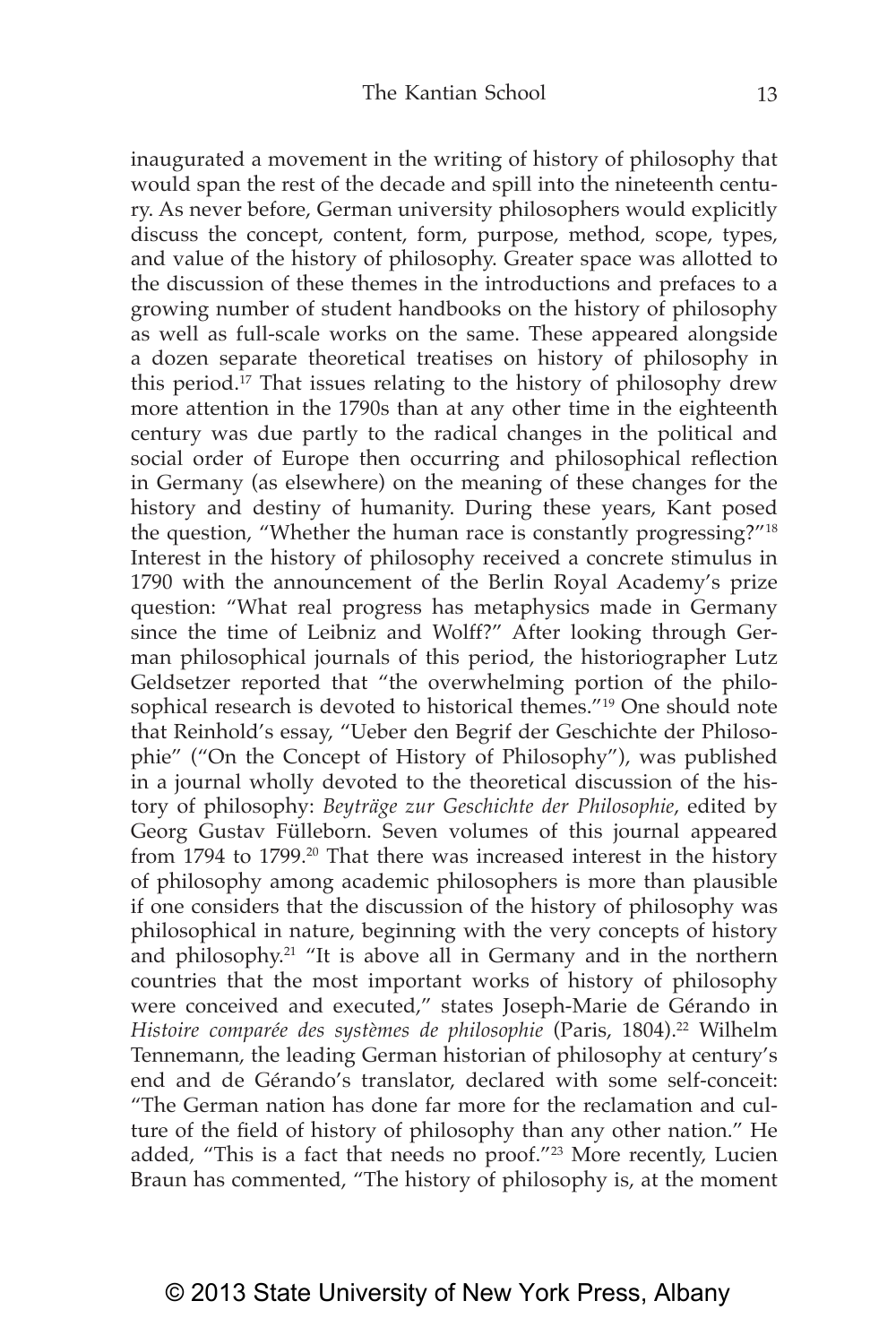inaugurated a movement in the writing of history of philosophy that would span the rest of the decade and spill into the nineteenth century. As never before, German university philosophers would explicitly discuss the concept, content, form, purpose, method, scope, types, and value of the history of philosophy. Greater space was allotted to the discussion of these themes in the introductions and prefaces to a growing number of student handbooks on the history of philosophy as well as full-scale works on the same. These appeared alongside a dozen separate theoretical treatises on history of philosophy in this period.[17] That issues relating to the history of philosophy drew more attention in the 1790s than at any other time in the eighteenth century was due partly to the radical changes in the political and social order of Europe then occurring and philosophical reflection in Germany (as elsewhere) on the meaning of these changes for the history and destiny of humanity. During these years, Kant posed the question, "Whether the human race is constantly progressing?"[18] Interest in the history of philosophy received a concrete stimulus in 1790 with the announcement of the Berlin Royal Academy's prize question: "What real progress has metaphysics made in Germany since the time of Leibniz and Wolff?" After looking through German philosophical journals of this period, the historiographer Lutz Geldsetzer reported that "the overwhelming portion of the philosophical research is devoted to historical themes."[19] One should note that Reinhold's essay, "Ueber den Begrif der Geschichte der Philosophie" ("On the Concept of History of Philosophy"), was published in a journal wholly devoted to the theoretical discussion of the history of philosophy: *Beyträge zur Geschichte der Philosophie*, edited by Georg Gustav Fülleborn. Seven volumes of this journal appeared from 1794 to 1799.[20] That there was increased interest in the history of philosophy among academic philosophers is more than plausible if one considers that the discussion of the history of philosophy was philosophical in nature, beginning with the very concepts of history and philosophy.[21] "It is above all in Germany and in the northern countries that the most important works of history of philosophy were conceived and executed," states Joseph-Marie de Gérando in *Histoire comparée des systèmes de philosophie* (Paris, 1804).[22] Wilhelm Tennemann, the leading German historian of philosophy at century's end and de Gérando's translator, declared with some self-conceit: "The German nation has done far more for the reclamation and culture of the field of history of philosophy than any other nation." He added, "This is a fact that needs no proof."[23] More recently, Lucien Braun has commented, "The history of philosophy is, at the moment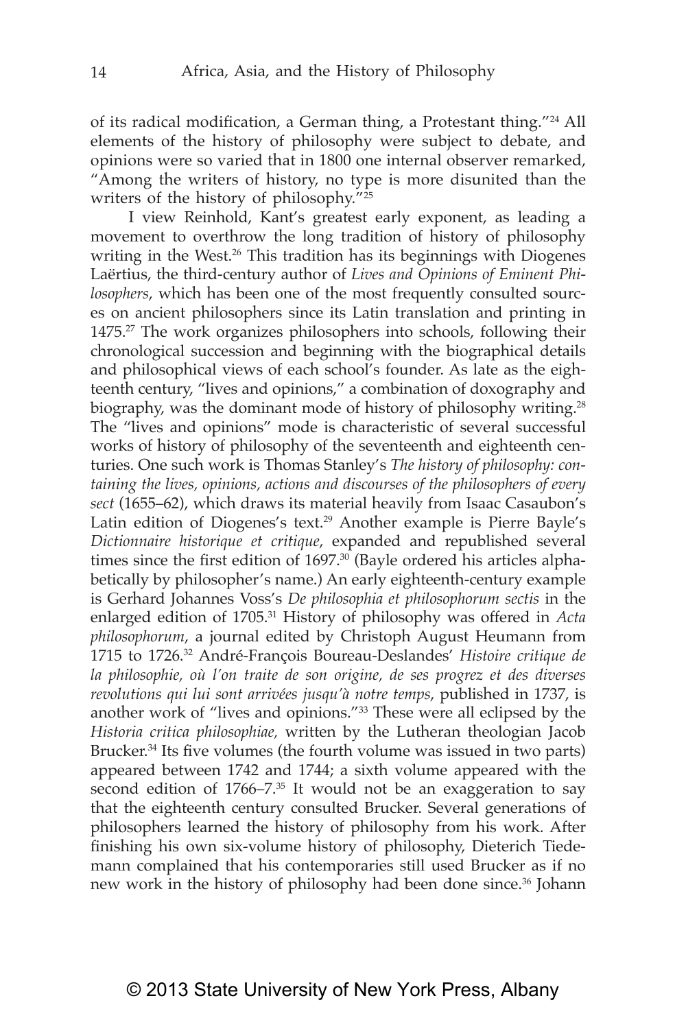of its radical modification, a German thing, a Protestant thing."[24] All elements of the history of philosophy were subject to debate, and opinions were so varied that in 1800 one internal observer remarked, "Among the writers of history, no type is more disunited than the writers of the history of philosophy."[25]

I view Reinhold, Kant's greatest early exponent, as leading a movement to overthrow the long tradition of history of philosophy writing in the West.[26] This tradition has its beginnings with Diogenes Laërtius, the third-century author of *Lives and Opinions of Eminent Philosophers*, which has been one of the most frequently consulted sources on ancient philosophers since its Latin translation and printing in 1475.[27] The work organizes philosophers into schools, following their chronological succession and beginning with the biographical details and philosophical views of each school's founder. As late as the eighteenth century, "lives and opinions," a combination of doxography and biography, was the dominant mode of history of philosophy writing.[28] The "lives and opinions" mode is characteristic of several successful works of history of philosophy of the seventeenth and eighteenth centuries. One such work is Thomas Stanley's *The history of philosophy: containing the lives, opinions, actions and discourses of the philosophers of every sect* (1655–62), which draws its material heavily from Isaac Casaubon's Latin edition of Diogenes's text.[29] Another example is Pierre Bayle's *Dictionnaire historique et critique*, expanded and republished several times since the first edition of 1697.[30] (Bayle ordered his articles alphabetically by philosopher's name.) An early eighteenth-century example is Gerhard Johannes Voss's *De philosophia et philosophorum sectis* in the enlarged edition of 1705.[31] History of philosophy was offered in *Acta philosophorum*, a journal edited by Christoph August Heumann from 1715 to 1726.[32] André-François Boureau-Deslandes' *Histoire critique de la philosophie, où l'on traite de son origine, de ses progrez et des diverses revolutions qui lui sont arrivées jusqu'à notre temps*, published in 1737, is another work of "lives and opinions."[33] These were all eclipsed by the *Historia critica philosophiae,* written by the Lutheran theologian Jacob Brucker.[34] Its five volumes (the fourth volume was issued in two parts) appeared between 1742 and 1744; a sixth volume appeared with the second edition of 1766–7.[35] It would not be an exaggeration to say that the eighteenth century consulted Brucker. Several generations of philosophers learned the history of philosophy from his work. After finishing his own six-volume history of philosophy, Dieterich Tiedemann complained that his contemporaries still used Brucker as if no new work in the history of philosophy had been done since.[36] Johann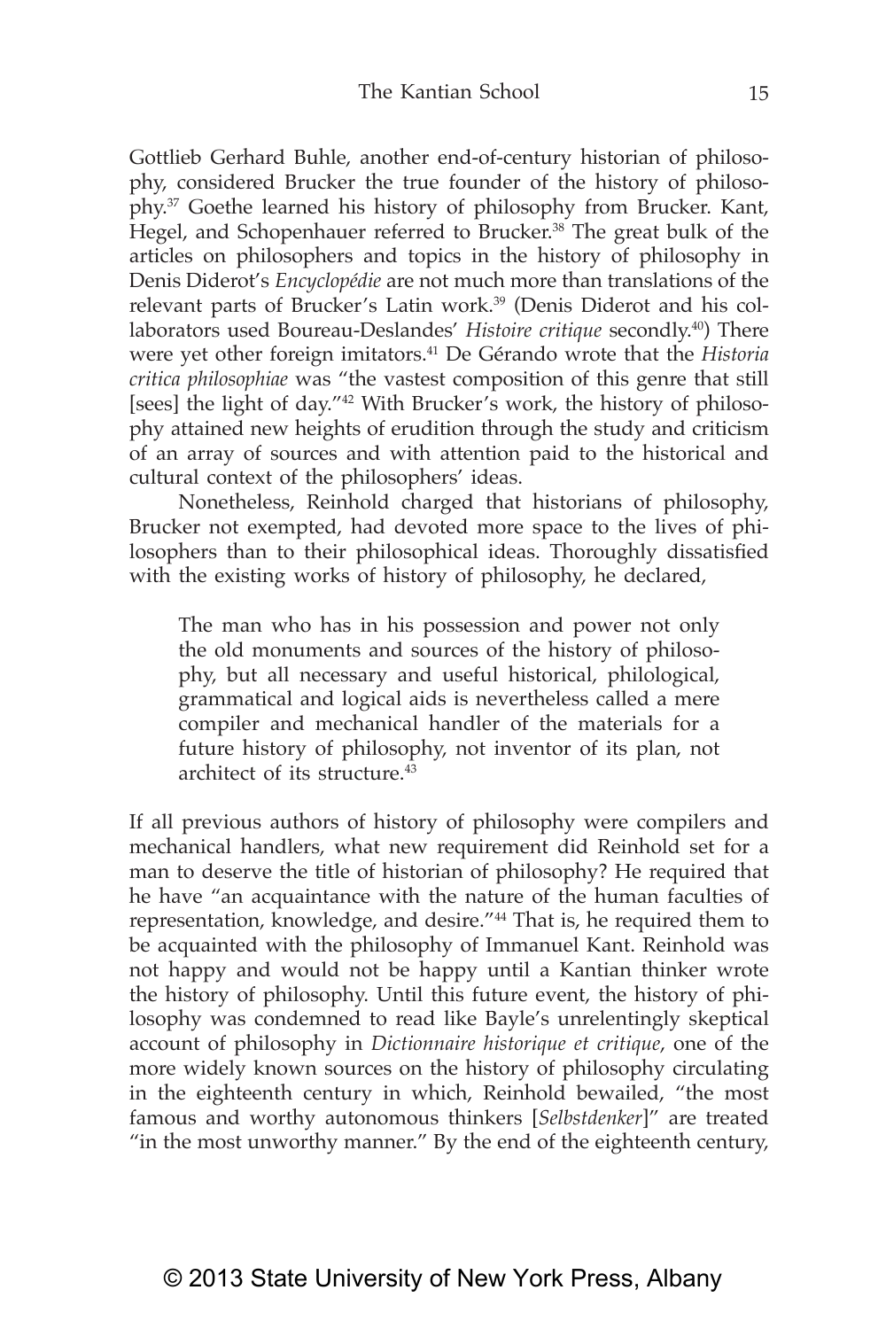Gottlieb Gerhard Buhle, another end-of-century historian of philosophy, considered Brucker the true founder of the history of philosophy.[37] Goethe learned his history of philosophy from Brucker. Kant, Hegel, and Schopenhauer referred to Brucker.[38] The great bulk of the articles on philosophers and topics in the history of philosophy in Denis Diderot's *Encyclopédie* are not much more than translations of the relevant parts of Brucker's Latin work.[39] (Denis Diderot and his collaborators used Boureau-Deslandes' *Histoire critique* secondly.[40]) There were yet other foreign imitators.[41] De Gérando wrote that the *Historia critica philosophiae* was "the vastest composition of this genre that still [sees] the light of day."[42] With Brucker's work, the history of philosophy attained new heights of erudition through the study and criticism of an array of sources and with attention paid to the historical and cultural context of the philosophers' ideas.

Nonetheless, Reinhold charged that historians of philosophy, Brucker not exempted, had devoted more space to the lives of philosophers than to their philosophical ideas. Thoroughly dissatisfied with the existing works of history of philosophy, he declared,

> The man who has in his possession and power not only the old monuments and sources of the history of philosophy, but all necessary and useful historical, philological, grammatical and logical aids is nevertheless called a mere compiler and mechanical handler of the materials for a future history of philosophy, not inventor of its plan, not architect of its structure.[43]

If all previous authors of history of philosophy were compilers and mechanical handlers, what new requirement did Reinhold set for a man to deserve the title of historian of philosophy? He required that he have "an acquaintance with the nature of the human faculties of representation, knowledge, and desire."[44] That is, he required them to be acquainted with the philosophy of Immanuel Kant. Reinhold was not happy and would not be happy until a Kantian thinker wrote the history of philosophy. Until this future event, the history of philosophy was condemned to read like Bayle's unrelentingly skeptical account of philosophy in *Dictionnaire historique et critique*, one of the more widely known sources on the history of philosophy circulating in the eighteenth century in which, Reinhold bewailed, "the most famous and worthy autonomous thinkers [*Selbstdenker*]" are treated "in the most unworthy manner." By the end of the eighteenth century,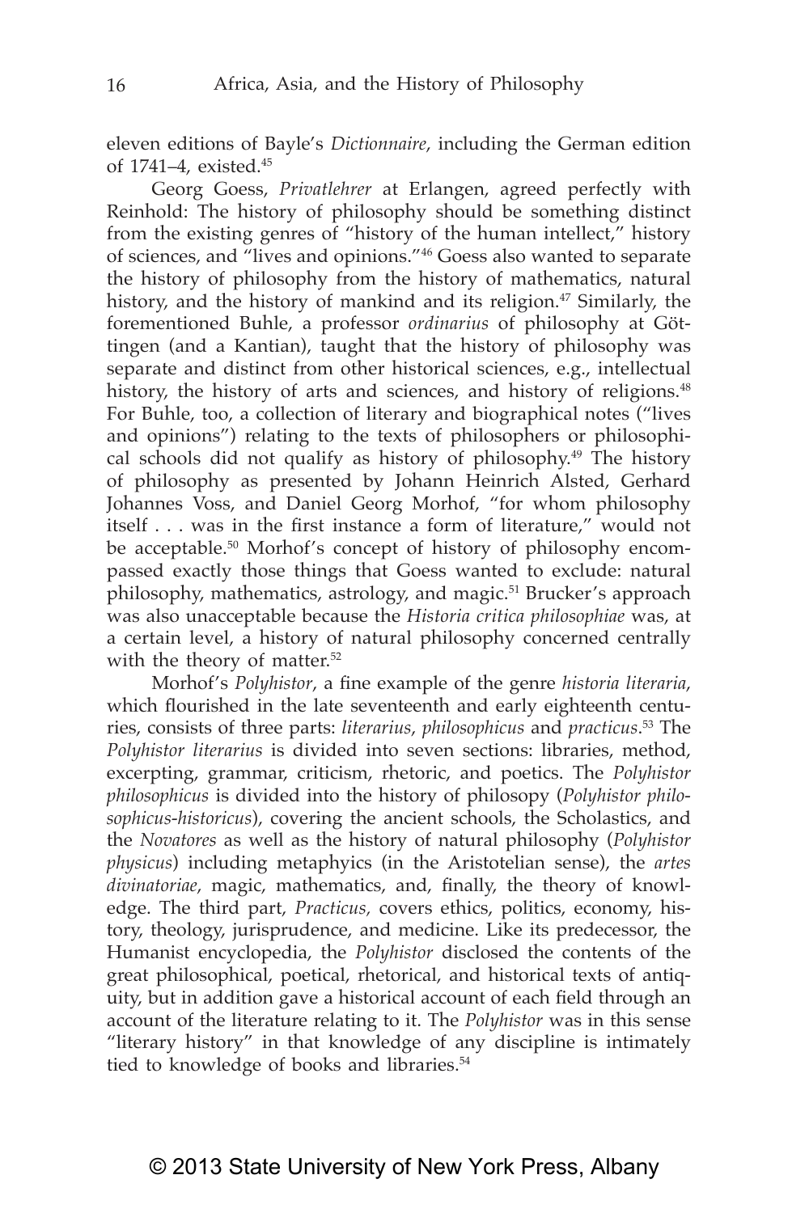eleven editions of Bayle's *Dictionnaire*, including the German edition of 1741–4, existed.[45]

Georg Goess, *Privatlehrer* at Erlangen, agreed perfectly with Reinhold: The history of philosophy should be something distinct from the existing genres of "history of the human intellect," history of sciences, and "lives and opinions."[46] Goess also wanted to separate the history of philosophy from the history of mathematics, natural history, and the history of mankind and its religion.[47] Similarly, the forementioned Buhle, a professor *ordinarius* of philosophy at Göttingen (and a Kantian), taught that the history of philosophy was separate and distinct from other historical sciences, e.g., intellectual history, the history of arts and sciences, and history of religions.[48] For Buhle, too, a collection of literary and biographical notes ("lives and opinions") relating to the texts of philosophers or philosophical schools did not qualify as history of philosophy.[49] The history of philosophy as presented by Johann Heinrich Alsted, Gerhard Johannes Voss, and Daniel Georg Morhof, "for whom philosophy itself . . . was in the first instance a form of literature," would not be acceptable.[50] Morhof's concept of history of philosophy encompassed exactly those things that Goess wanted to exclude: natural philosophy, mathematics, astrology, and magic.[51] Brucker's approach was also unacceptable because the *Historia critica philosophiae* was, at a certain level, a history of natural philosophy concerned centrally with the theory of matter.[52]

Morhof's *Polyhistor*, a fine example of the genre *historia literaria*, which flourished in the late seventeenth and early eighteenth centuries, consists of three parts: *literarius*, *philosophicus* and *practicus*.[53] The *Polyhistor literarius* is divided into seven sections: libraries, method, excerpting, grammar, criticism, rhetoric, and poetics. The *Polyhistor philosophicus* is divided into the history of philosopy (*Polyhistor philosophicus-historicus*), covering the ancient schools, the Scholastics, and the *Novatores* as well as the history of natural philosophy (*Polyhistor physicus*) including metaphyics (in the Aristotelian sense), the *artes divinatoriae*, magic, mathematics, and, finally, the theory of knowledge. The third part, *Practicus,* covers ethics, politics, economy, history, theology, jurisprudence, and medicine. Like its predecessor, the Humanist encyclopedia, the *Polyhistor* disclosed the contents of the great philosophical, poetical, rhetorical, and historical texts of antiquity, but in addition gave a historical account of each field through an account of the literature relating to it. The *Polyhistor* was in this sense "literary history" in that knowledge of any discipline is intimately tied to knowledge of books and libraries.[54]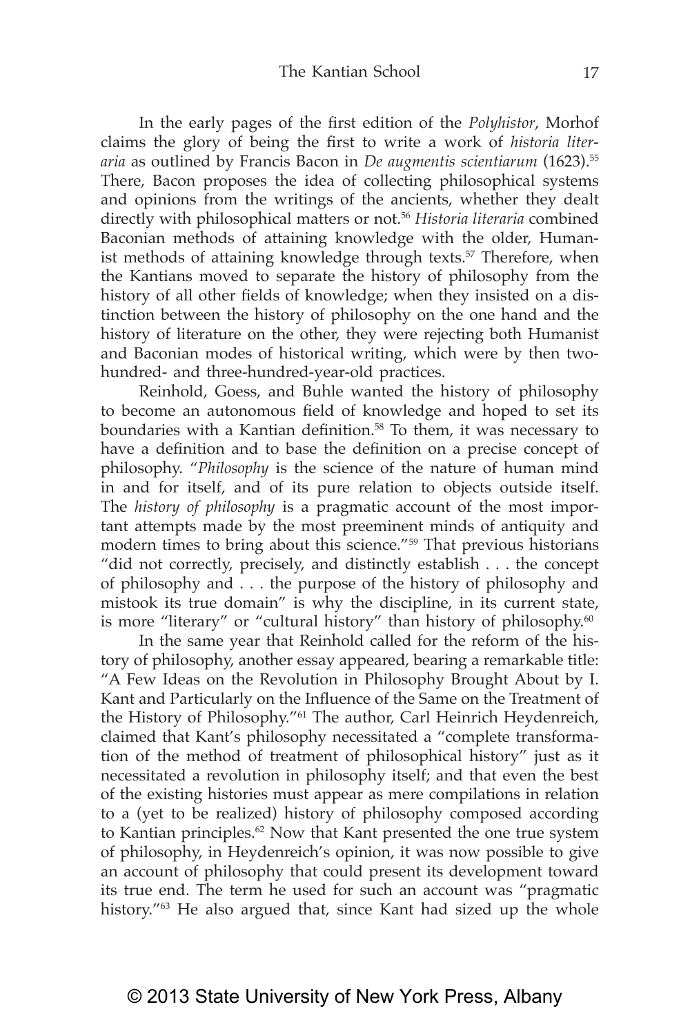In the early pages of the first edition of the *Polyhistor*, Morhof claims the glory of being the first to write a work of *historia literaria* as outlined by Francis Bacon in *De augmentis scientiarum* (1623).[55] There, Bacon proposes the idea of collecting philosophical systems and opinions from the writings of the ancients, whether they dealt directly with philosophical matters or not.[56] *Historia literaria* combined Baconian methods of attaining knowledge with the older, Humanist methods of attaining knowledge through texts.[57] Therefore, when the Kantians moved to separate the history of philosophy from the history of all other fields of knowledge; when they insisted on a distinction between the history of philosophy on the one hand and the history of literature on the other, they were rejecting both Humanist and Baconian modes of historical writing, which were by then two-hundred- and three-hundred-year-old practices.

Reinhold, Goess, and Buhle wanted the history of philosophy to become an autonomous field of knowledge and hoped to set its boundaries with a Kantian definition.[58] To them, it was necessary to have a definition and to base the definition on a precise concept of philosophy. "*Philosophy* is the science of the nature of human mind in and for itself, and of its pure relation to objects outside itself. The *history of philosophy* is a pragmatic account of the most important attempts made by the most preeminent minds of antiquity and modern times to bring about this science."[59] That previous historians "did not correctly, precisely, and distinctly establish . . . the concept of philosophy and . . . the purpose of the history of philosophy and mistook its true domain" is why the discipline, in its current state, is more "literary" or "cultural history" than history of philosophy.[60]

In the same year that Reinhold called for the reform of the history of philosophy, another essay appeared, bearing a remarkable title: "A Few Ideas on the Revolution in Philosophy Brought About by I. Kant and Particularly on the Influence of the Same on the Treatment of the History of Philosophy."[61] The author, Carl Heinrich Heydenreich, claimed that Kant's philosophy necessitated a "complete transformation of the method of treatment of philosophical history" just as it necessitated a revolution in philosophy itself; and that even the best of the existing histories must appear as mere compilations in relation to a (yet to be realized) history of philosophy composed according to Kantian principles.[62] Now that Kant presented the one true system of philosophy, in Heydenreich's opinion, it was now possible to give an account of philosophy that could present its development toward its true end. The term he used for such an account was "pragmatic history."[63] He also argued that, since Kant had sized up the whole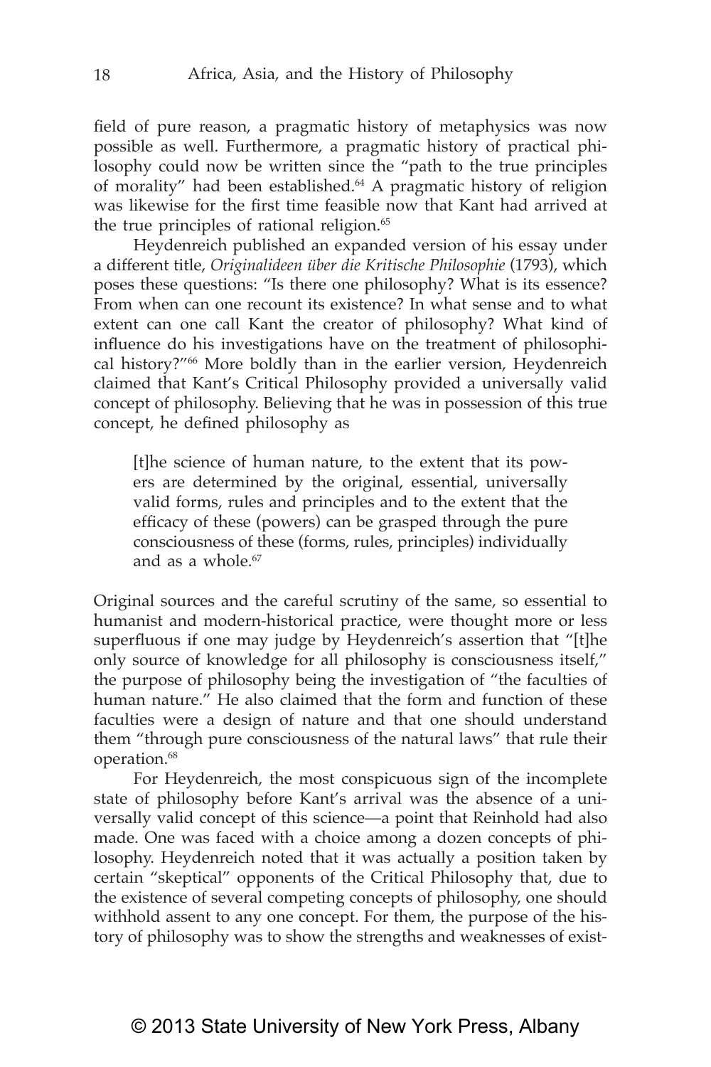field of pure reason, a pragmatic history of metaphysics was now possible as well. Furthermore, a pragmatic history of practical philosophy could now be written since the "path to the true principles of morality" had been established.[64] A pragmatic history of religion was likewise for the first time feasible now that Kant had arrived at the true principles of rational religion.[65]

Heydenreich published an expanded version of his essay under a different title, *Originalideen über die Kritische Philosophie* (1793), which poses these questions: "Is there one philosophy? What is its essence? From when can one recount its existence? In what sense and to what extent can one call Kant the creator of philosophy? What kind of influence do his investigations have on the treatment of philosophical history?"[66] More boldly than in the earlier version, Heydenreich claimed that Kant's Critical Philosophy provided a universally valid concept of philosophy. Believing that he was in possession of this true concept, he defined philosophy as

> [t]he science of human nature, to the extent that its powers are determined by the original, essential, universally valid forms, rules and principles and to the extent that the efficacy of these (powers) can be grasped through the pure consciousness of these (forms, rules, principles) individually and as a whole.[67]

Original sources and the careful scrutiny of the same, so essential to humanist and modern-historical practice, were thought more or less superfluous if one may judge by Heydenreich's assertion that "[t]he only source of knowledge for all philosophy is consciousness itself," the purpose of philosophy being the investigation of "the faculties of human nature." He also claimed that the form and function of these faculties were a design of nature and that one should understand them "through pure consciousness of the natural laws" that rule their operation.[68]

For Heydenreich, the most conspicuous sign of the incomplete state of philosophy before Kant's arrival was the absence of a universally valid concept of this science—a point that Reinhold had also made. One was faced with a choice among a dozen concepts of philosophy. Heydenreich noted that it was actually a position taken by certain "skeptical" opponents of the Critical Philosophy that, due to the existence of several competing concepts of philosophy, one should withhold assent to any one concept. For them, the purpose of the history of philosophy was to show the strengths and weaknesses of exist-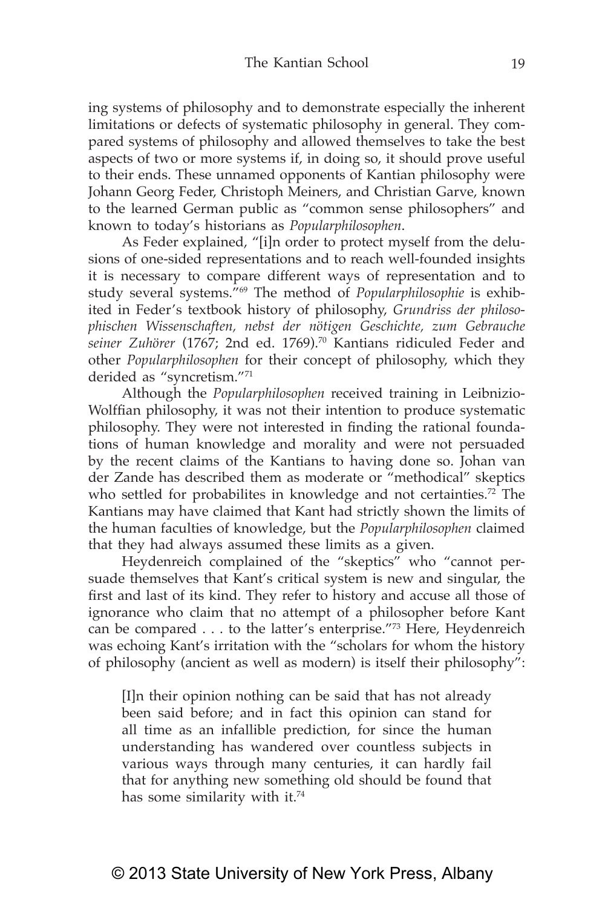ing systems of philosophy and to demonstrate especially the inherent limitations or defects of systematic philosophy in general. They compared systems of philosophy and allowed themselves to take the best aspects of two or more systems if, in doing so, it should prove useful to their ends. These unnamed opponents of Kantian philosophy were Johann Georg Feder, Christoph Meiners, and Christian Garve, known to the learned German public as "common sense philosophers" and known to today's historians as *Popularphilosophen*.

As Feder explained, "[i]n order to protect myself from the delusions of one-sided representations and to reach well-founded insights it is necessary to compare different ways of representation and to study several systems."[69] The method of *Popularphilosophie* is exhibited in Feder's textbook history of philosophy, *Grundriss der philosophischen Wissenschaften, nebst der nötigen Geschichte, zum Gebrauche seiner Zuhörer* (1767; 2nd ed. 1769).[70] Kantians ridiculed Feder and other *Popularphilosophen* for their concept of philosophy, which they derided as "syncretism."[71]

Although the *Popularphilosophen* received training in Leibnizio-Wolffian philosophy, it was not their intention to produce systematic philosophy. They were not interested in finding the rational foundations of human knowledge and morality and were not persuaded by the recent claims of the Kantians to having done so. Johan van der Zande has described them as moderate or "methodical" skeptics who settled for probabilites in knowledge and not certainties.[72] The Kantians may have claimed that Kant had strictly shown the limits of the human faculties of knowledge, but the *Popularphilosophen* claimed that they had always assumed these limits as a given.

Heydenreich complained of the "skeptics" who "cannot persuade themselves that Kant's critical system is new and singular, the first and last of its kind. They refer to history and accuse all those of ignorance who claim that no attempt of a philosopher before Kant can be compared . . . to the latter's enterprise."[73] Here, Heydenreich was echoing Kant's irritation with the "scholars for whom the history of philosophy (ancient as well as modern) is itself their philosophy":

> [I]n their opinion nothing can be said that has not already been said before; and in fact this opinion can stand for all time as an infallible prediction, for since the human understanding has wandered over countless subjects in various ways through many centuries, it can hardly fail that for anything new something old should be found that has some similarity with it.[74]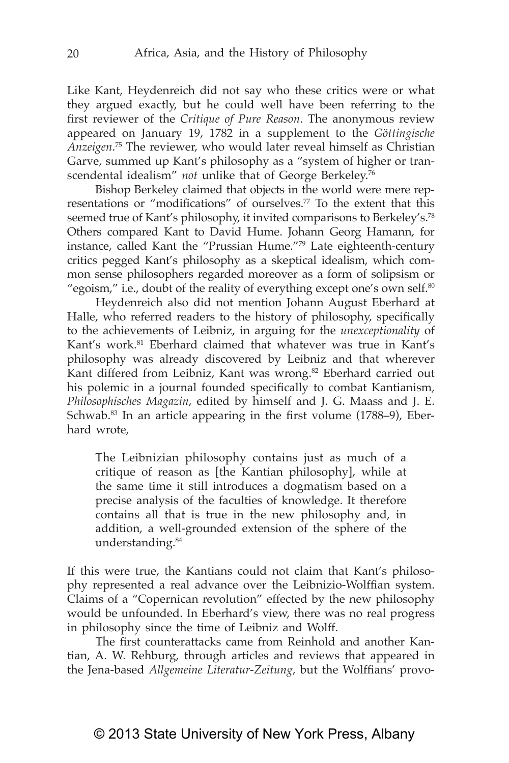Like Kant, Heydenreich did not say who these critics were or what they argued exactly, but he could well have been referring to the first reviewer of the *Critique of Pure Reason*. The anonymous review appeared on January 19, 1782 in a supplement to the *Göttingische Anzeigen*.[75] The reviewer, who would later reveal himself as Christian Garve, summed up Kant's philosophy as a "system of higher or transcendental idealism" *not* unlike that of George Berkeley.[76]

Bishop Berkeley claimed that objects in the world were mere representations or "modifications" of ourselves.[77] To the extent that this seemed true of Kant's philosophy, it invited comparisons to Berkeley's.[78] Others compared Kant to David Hume. Johann Georg Hamann, for instance, called Kant the "Prussian Hume."[79] Late eighteenth-century critics pegged Kant's philosophy as a skeptical idealism, which common sense philosophers regarded moreover as a form of solipsism or "egoism," i.e., doubt of the reality of everything except one's own self.[80]

Heydenreich also did not mention Johann August Eberhard at Halle, who referred readers to the history of philosophy, specifically to the achievements of Leibniz, in arguing for the *unexceptionality* of Kant's work.[81] Eberhard claimed that whatever was true in Kant's philosophy was already discovered by Leibniz and that wherever Kant differed from Leibniz, Kant was wrong.[82] Eberhard carried out his polemic in a journal founded specifically to combat Kantianism, *Philosophisches Magazin*, edited by himself and J. G. Maass and J. E. Schwab.[83] In an article appearing in the first volume (1788–9), Eberhard wrote,

> The Leibnizian philosophy contains just as much of a critique of reason as [the Kantian philosophy], while at the same time it still introduces a dogmatism based on a precise analysis of the faculties of knowledge. It therefore contains all that is true in the new philosophy and, in addition, a well-grounded extension of the sphere of the understanding.[84]

If this were true, the Kantians could not claim that Kant's philosophy represented a real advance over the Leibnizio-Wolffian system. Claims of a "Copernican revolution" effected by the new philosophy would be unfounded. In Eberhard's view, there was no real progress in philosophy since the time of Leibniz and Wolff.

The first counterattacks came from Reinhold and another Kantian, A. W. Rehburg, through articles and reviews that appeared in the Jena-based *Allgemeine Literatur-Zeitung*, but the Wolffians' provo-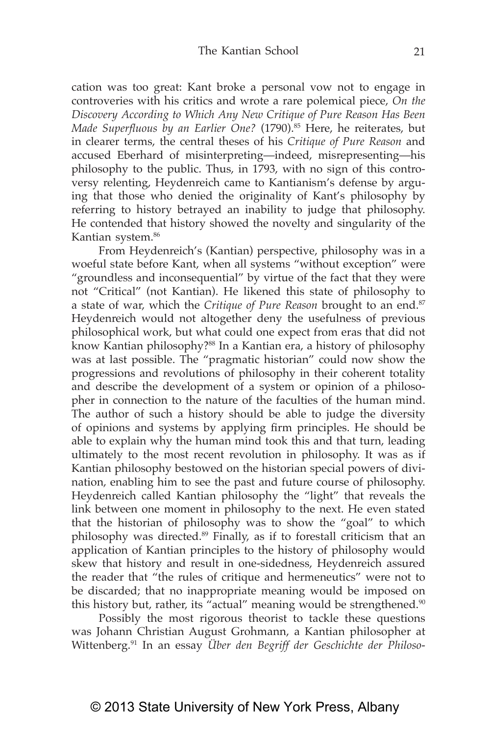cation was too great: Kant broke a personal vow not to engage in controveries with his critics and wrote a rare polemical piece, *On the Discovery According to Which Any New Critique of Pure Reason Has Been Made Superfluous by an Earlier One?* (1790).[85] Here, he reiterates, but in clearer terms, the central theses of his *Critique of Pure Reason* and accused Eberhard of misinterpreting—indeed, misrepresenting—his philosophy to the public. Thus, in 1793, with no sign of this controversy relenting, Heydenreich came to Kantianism's defense by arguing that those who denied the originality of Kant's philosophy by referring to history betrayed an inability to judge that philosophy. He contended that history showed the novelty and singularity of the Kantian system.[86]

From Heydenreich's (Kantian) perspective, philosophy was in a woeful state before Kant, when all systems "without exception" were "groundless and inconsequential" by virtue of the fact that they were not "Critical" (not Kantian). He likened this state of philosophy to a state of war, which the *Critique of Pure Reason* brought to an end.[87] Heydenreich would not altogether deny the usefulness of previous philosophical work, but what could one expect from eras that did not know Kantian philosophy?[88] In a Kantian era, a history of philosophy was at last possible. The "pragmatic historian" could now show the progressions and revolutions of philosophy in their coherent totality and describe the development of a system or opinion of a philosopher in connection to the nature of the faculties of the human mind. The author of such a history should be able to judge the diversity of opinions and systems by applying firm principles. He should be able to explain why the human mind took this and that turn, leading ultimately to the most recent revolution in philosophy. It was as if Kantian philosophy bestowed on the historian special powers of divination, enabling him to see the past and future course of philosophy. Heydenreich called Kantian philosophy the "light" that reveals the link between one moment in philosophy to the next. He even stated that the historian of philosophy was to show the "goal" to which philosophy was directed.[89] Finally, as if to forestall criticism that an application of Kantian principles to the history of philosophy would skew that history and result in one-sidedness, Heydenreich assured the reader that "the rules of critique and hermeneutics" were not to be discarded; that no inappropriate meaning would be imposed on this history but, rather, its "actual" meaning would be strengthened.[90]

Possibly the most rigorous theorist to tackle these questions was Johann Christian August Grohmann, a Kantian philosopher at Wittenberg.[91] In an essay *Über den Begriff der Geschichte der Philoso-*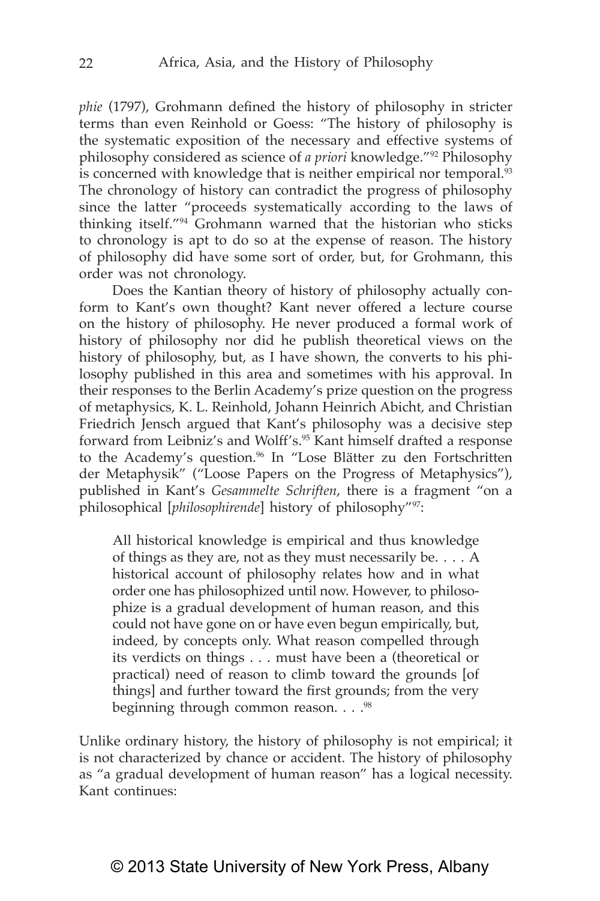*phie* (1797), Grohmann defined the history of philosophy in stricter terms than even Reinhold or Goess: "The history of philosophy is the systematic exposition of the necessary and effective systems of philosophy considered as science of *a priori* knowledge."[92] Philosophy is concerned with knowledge that is neither empirical nor temporal.[93] The chronology of history can contradict the progress of philosophy since the latter "proceeds systematically according to the laws of thinking itself."[94] Grohmann warned that the historian who sticks to chronology is apt to do so at the expense of reason. The history of philosophy did have some sort of order, but, for Grohmann, this order was not chronology.

Does the Kantian theory of history of philosophy actually conform to Kant's own thought? Kant never offered a lecture course on the history of philosophy. He never produced a formal work of history of philosophy nor did he publish theoretical views on the history of philosophy, but, as I have shown, the converts to his philosophy published in this area and sometimes with his approval. In their responses to the Berlin Academy's prize question on the progress of metaphysics, K. L. Reinhold, Johann Heinrich Abicht, and Christian Friedrich Jensch argued that Kant's philosophy was a decisive step forward from Leibniz's and Wolff's.[95] Kant himself drafted a response to the Academy's question.[96] In "Lose Blätter zu den Fortschritten der Metaphysik" ("Loose Papers on the Progress of Metaphysics"), published in Kant's *Gesammelte Schriften*, there is a fragment "on a philosophical [*philosophirende*] history of philosophy"[97]:

> All historical knowledge is empirical and thus knowledge of things as they are, not as they must necessarily be. . . . A historical account of philosophy relates how and in what order one has philosophized until now. However, to philosophize is a gradual development of human reason, and this could not have gone on or have even begun empirically, but, indeed, by concepts only. What reason compelled through its verdicts on things . . . must have been a (theoretical or practical) need of reason to climb toward the grounds [of things] and further toward the first grounds; from the very beginning through common reason. . . .[98]

Unlike ordinary history, the history of philosophy is not empirical; it is not characterized by chance or accident. The history of philosophy as "a gradual development of human reason" has a logical necessity. Kant continues: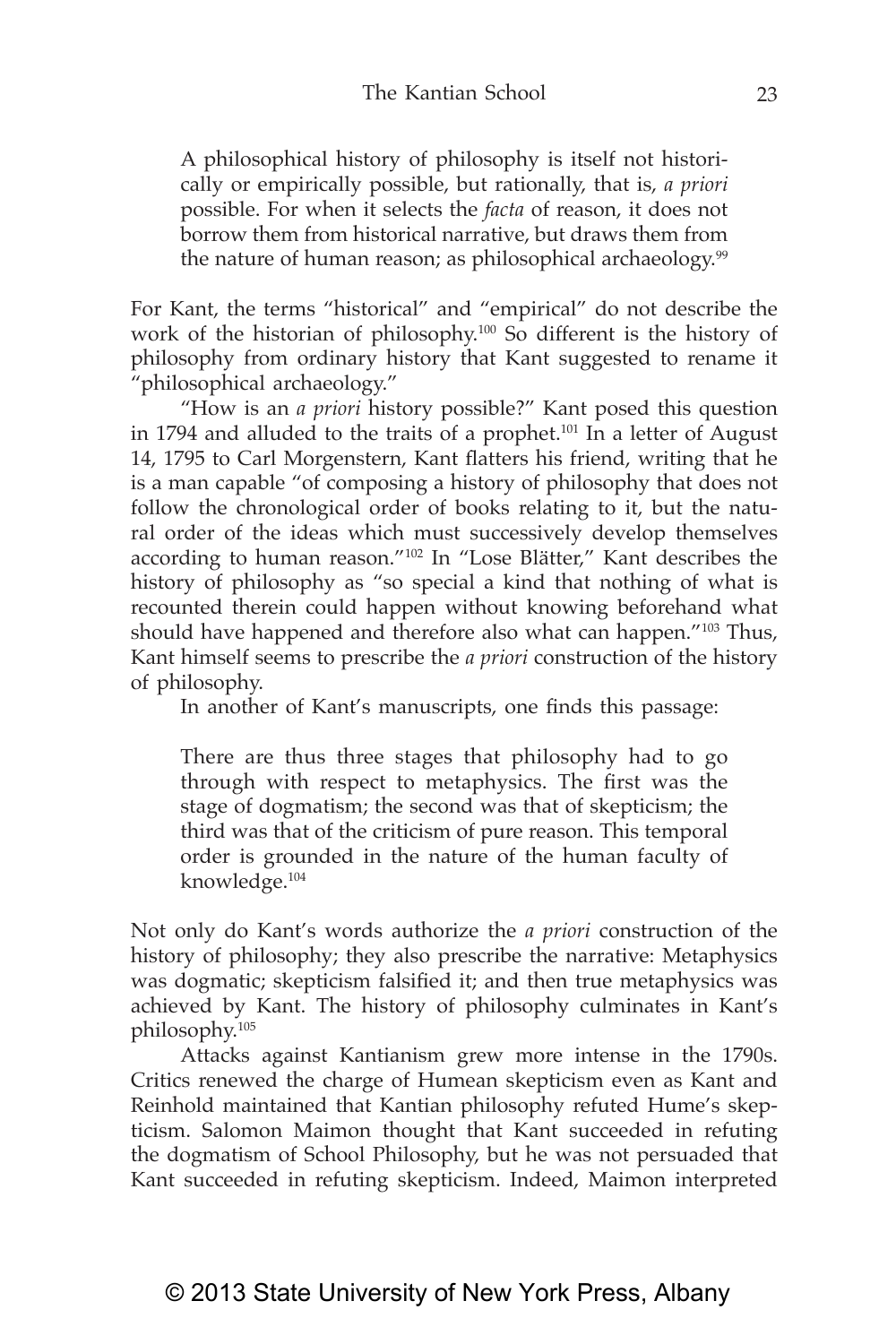> A philosophical history of philosophy is itself not historically or empirically possible, but rationally, that is, *a priori* possible. For when it selects the *facta* of reason, it does not borrow them from historical narrative, but draws them from the nature of human reason; as philosophical archaeology.[99]

For Kant, the terms "historical" and "empirical" do not describe the work of the historian of philosophy.[100] So different is the history of philosophy from ordinary history that Kant suggested to rename it "philosophical archaeology."

"How is an *a priori* history possible?" Kant posed this question in 1794 and alluded to the traits of a prophet.[101] In a letter of August 14, 1795 to Carl Morgenstern, Kant flatters his friend, writing that he is a man capable "of composing a history of philosophy that does not follow the chronological order of books relating to it, but the natural order of the ideas which must successively develop themselves according to human reason."[102] In "Lose Blätter," Kant describes the history of philosophy as "so special a kind that nothing of what is recounted therein could happen without knowing beforehand what should have happened and therefore also what can happen."[103] Thus, Kant himself seems to prescribe the *a priori* construction of the history of philosophy.

In another of Kant's manuscripts, one finds this passage:

> There are thus three stages that philosophy had to go through with respect to metaphysics. The first was the stage of dogmatism; the second was that of skepticism; the third was that of the criticism of pure reason. This temporal order is grounded in the nature of the human faculty of knowledge.[104]

Not only do Kant's words authorize the *a priori* construction of the history of philosophy; they also prescribe the narrative: Metaphysics was dogmatic; skepticism falsified it; and then true metaphysics was achieved by Kant. The history of philosophy culminates in Kant's philosophy.[105]

Attacks against Kantianism grew more intense in the 1790s. Critics renewed the charge of Humean skepticism even as Kant and Reinhold maintained that Kantian philosophy refuted Hume's skepticism. Salomon Maimon thought that Kant succeeded in refuting the dogmatism of School Philosophy, but he was not persuaded that Kant succeeded in refuting skepticism. Indeed, Maimon interpreted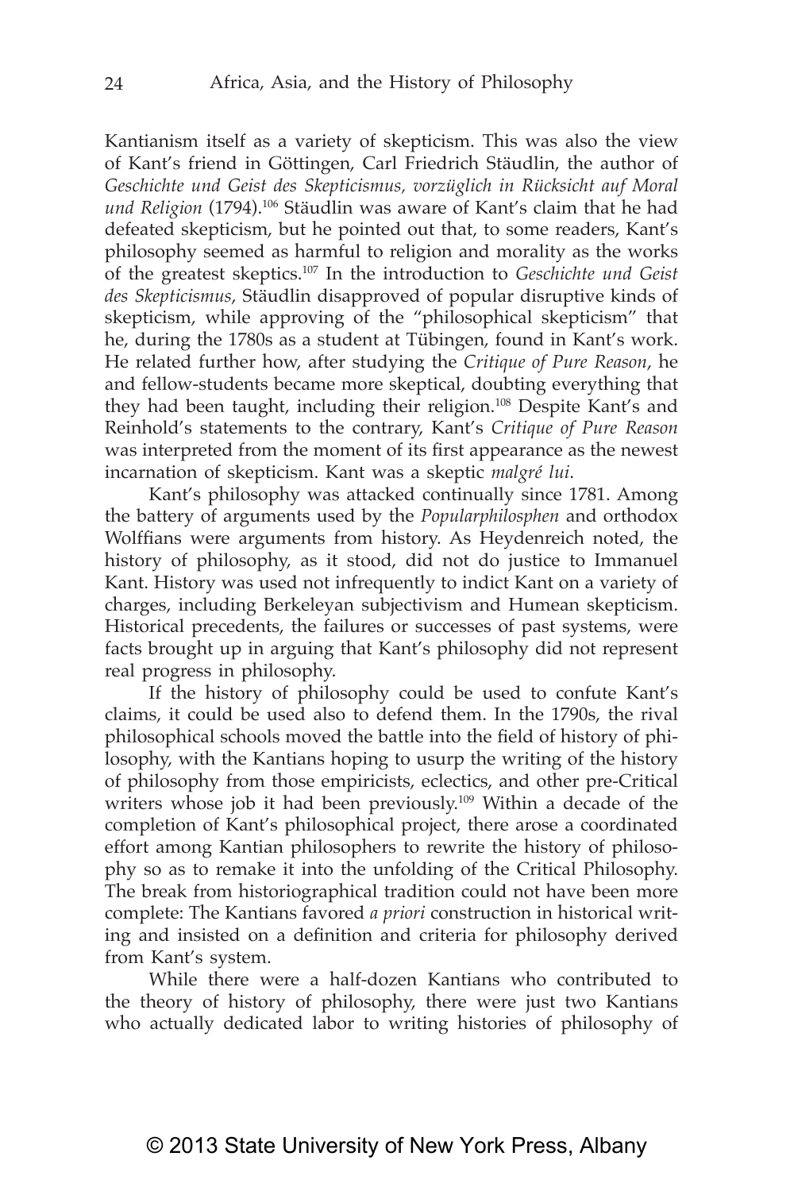Kantianism itself as a variety of skepticism. This was also the view of Kant's friend in Göttingen, Carl Friedrich Stäudlin, the author of *Geschichte und Geist des Skepticismus, vorzüglich in Rücksicht auf Moral und Religion* (1794).[106] Stäudlin was aware of Kant's claim that he had defeated skepticism, but he pointed out that, to some readers, Kant's philosophy seemed as harmful to religion and morality as the works of the greatest skeptics.[107] In the introduction to *Geschichte und Geist des Skepticismus*, Stäudlin disapproved of popular disruptive kinds of skepticism, while approving of the "philosophical skepticism" that he, during the 1780s as a student at Tübingen, found in Kant's work. He related further how, after studying the *Critique of Pure Reason*, he and fellow-students became more skeptical, doubting everything that they had been taught, including their religion.[108] Despite Kant's and Reinhold's statements to the contrary, Kant's *Critique of Pure Reason* was interpreted from the moment of its first appearance as the newest incarnation of skepticism. Kant was a skeptic *malgré lui*.

Kant's philosophy was attacked continually since 1781. Among the battery of arguments used by the *Popularphilosphen* and orthodox Wolffians were arguments from history. As Heydenreich noted, the history of philosophy, as it stood, did not do justice to Immanuel Kant. History was used not infrequently to indict Kant on a variety of charges, including Berkeleyan subjectivism and Humean skepticism. Historical precedents, the failures or successes of past systems, were facts brought up in arguing that Kant's philosophy did not represent real progress in philosophy.

If the history of philosophy could be used to confute Kant's claims, it could be used also to defend them. In the 1790s, the rival philosophical schools moved the battle into the field of history of philosophy, with the Kantians hoping to usurp the writing of the history of philosophy from those empiricists, eclectics, and other pre-Critical writers whose job it had been previously.[109] Within a decade of the completion of Kant's philosophical project, there arose a coordinated effort among Kantian philosophers to rewrite the history of philosophy so as to remake it into the unfolding of the Critical Philosophy. The break from historiographical tradition could not have been more complete: The Kantians favored *a priori* construction in historical writing and insisted on a definition and criteria for philosophy derived from Kant's system.

While there were a half-dozen Kantians who contributed to the theory of history of philosophy, there were just two Kantians who actually dedicated labor to writing histories of philosophy of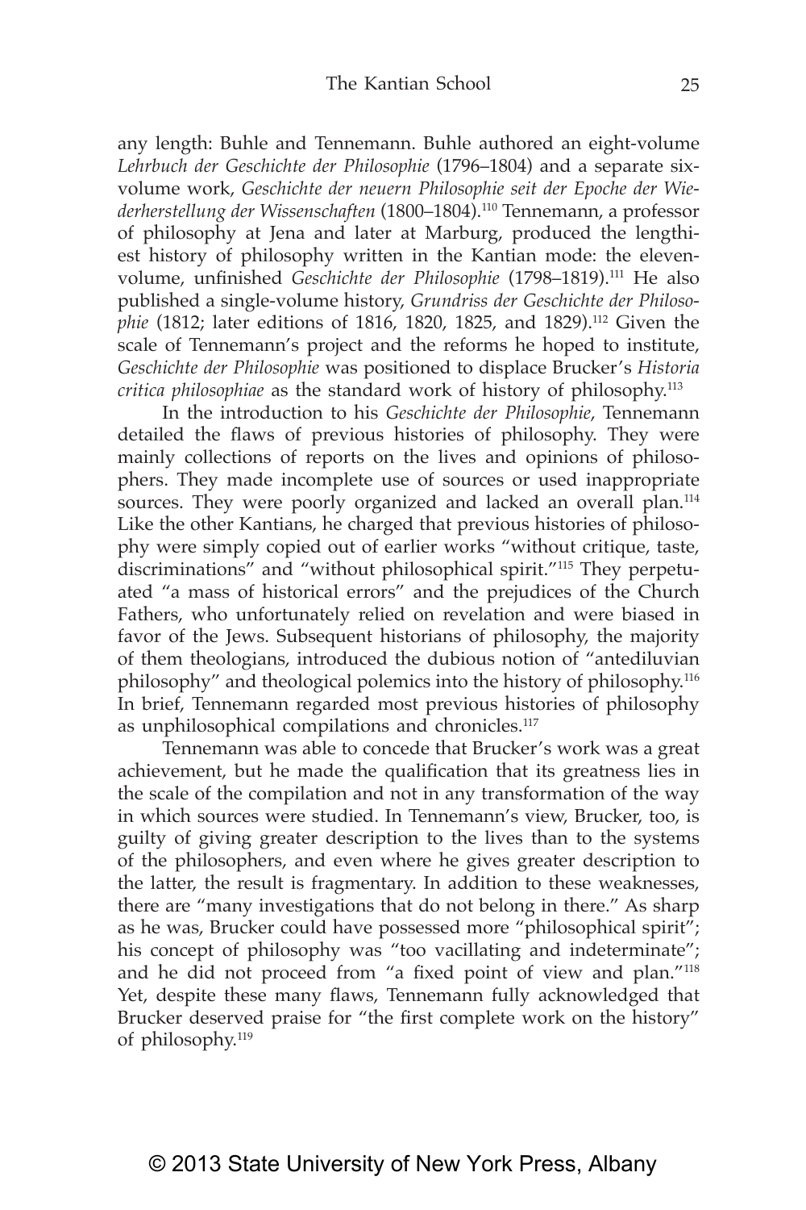any length: Buhle and Tennemann. Buhle authored an eight-volume *Lehrbuch der Geschichte der Philosophie* (1796–1804) and a separate six-volume work, *Geschichte der neuern Philosophie seit der Epoche der Wiederherstellung der Wissenschaften* (1800–1804).[110] Tennemann, a professor of philosophy at Jena and later at Marburg, produced the lengthiest history of philosophy written in the Kantian mode: the eleven-volume, unfinished *Geschichte der Philosophie* (1798–1819).[111] He also published a single-volume history, *Grundriss der Geschichte der Philosophie* (1812; later editions of 1816, 1820, 1825, and 1829).[112] Given the scale of Tennemann's project and the reforms he hoped to institute, *Geschichte der Philosophie* was positioned to displace Brucker's *Historia critica philosophiae* as the standard work of history of philosophy.[113]

In the introduction to his *Geschichte der Philosophie*, Tennemann detailed the flaws of previous histories of philosophy. They were mainly collections of reports on the lives and opinions of philosophers. They made incomplete use of sources or used inappropriate sources. They were poorly organized and lacked an overall plan.[114] Like the other Kantians, he charged that previous histories of philosophy were simply copied out of earlier works "without critique, taste, discriminations" and "without philosophical spirit."[115] They perpetuated "a mass of historical errors" and the prejudices of the Church Fathers, who unfortunately relied on revelation and were biased in favor of the Jews. Subsequent historians of philosophy, the majority of them theologians, introduced the dubious notion of "antediluvian philosophy" and theological polemics into the history of philosophy.[116] In brief, Tennemann regarded most previous histories of philosophy as unphilosophical compilations and chronicles.[117]

Tennemann was able to concede that Brucker's work was a great achievement, but he made the qualification that its greatness lies in the scale of the compilation and not in any transformation of the way in which sources were studied. In Tennemann's view, Brucker, too, is guilty of giving greater description to the lives than to the systems of the philosophers, and even where he gives greater description to the latter, the result is fragmentary. In addition to these weaknesses, there are "many investigations that do not belong in there." As sharp as he was, Brucker could have possessed more "philosophical spirit"; his concept of philosophy was "too vacillating and indeterminate"; and he did not proceed from "a fixed point of view and plan."[118] Yet, despite these many flaws, Tennemann fully acknowledged that Brucker deserved praise for "the first complete work on the history" of philosophy.[119]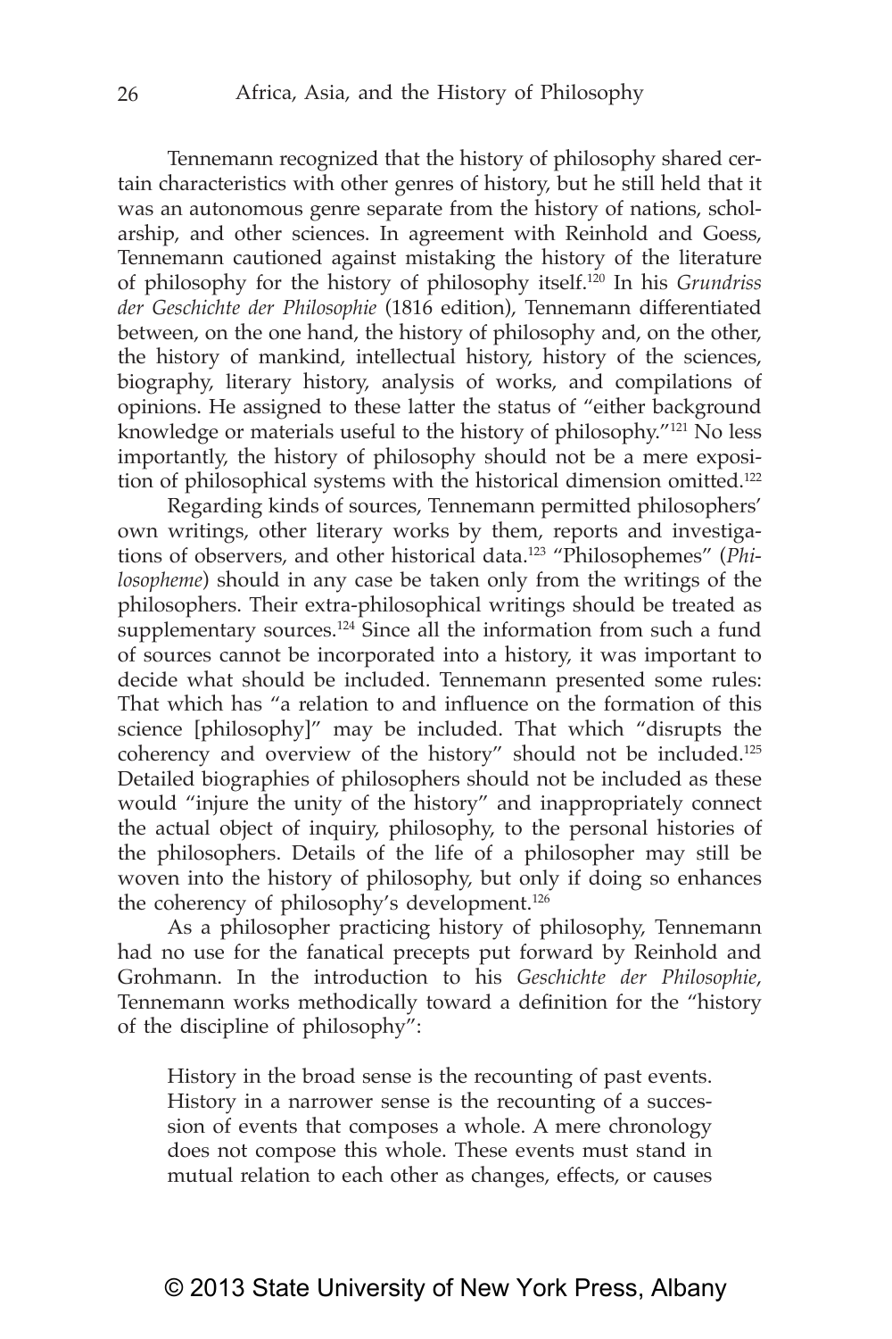Tennemann recognized that the history of philosophy shared certain characteristics with other genres of history, but he still held that it was an autonomous genre separate from the history of nations, scholarship, and other sciences. In agreement with Reinhold and Goess, Tennemann cautioned against mistaking the history of the literature of philosophy for the history of philosophy itself.[120] In his *Grundriss der Geschichte der Philosophie* (1816 edition), Tennemann differentiated between, on the one hand, the history of philosophy and, on the other, the history of mankind, intellectual history, history of the sciences, biography, literary history, analysis of works, and compilations of opinions. He assigned to these latter the status of "either background knowledge or materials useful to the history of philosophy."[121] No less importantly, the history of philosophy should not be a mere exposition of philosophical systems with the historical dimension omitted.[122]

Regarding kinds of sources, Tennemann permitted philosophers' own writings, other literary works by them, reports and investigations of observers, and other historical data.[123] "Philosophemes" (*Philosopheme*) should in any case be taken only from the writings of the philosophers. Their extra-philosophical writings should be treated as supplementary sources.[124] Since all the information from such a fund of sources cannot be incorporated into a history, it was important to decide what should be included. Tennemann presented some rules: That which has "a relation to and influence on the formation of this science [philosophy]" may be included. That which "disrupts the coherency and overview of the history" should not be included.[125] Detailed biographies of philosophers should not be included as these would "injure the unity of the history" and inappropriately connect the actual object of inquiry, philosophy, to the personal histories of the philosophers. Details of the life of a philosopher may still be woven into the history of philosophy, but only if doing so enhances the coherency of philosophy's development.[126]

As a philosopher practicing history of philosophy, Tennemann had no use for the fanatical precepts put forward by Reinhold and Grohmann. In the introduction to his *Geschichte der Philosophie*, Tennemann works methodically toward a definition for the "history of the discipline of philosophy":

> History in the broad sense is the recounting of past events. History in a narrower sense is the recounting of a succession of events that composes a whole. A mere chronology does not compose this whole. These events must stand in mutual relation to each other as changes, effects, or causes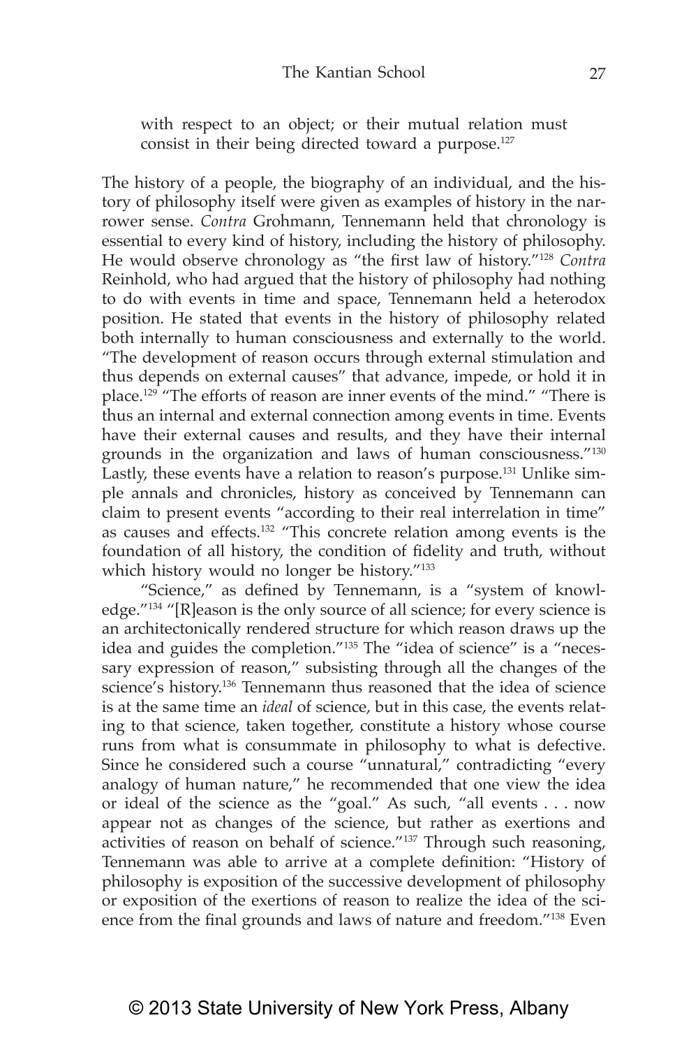> with respect to an object; or their mutual relation must consist in their being directed toward a purpose.[127]

The history of a people, the biography of an individual, and the history of philosophy itself were given as examples of history in the narrower sense. *Contra* Grohmann, Tennemann held that chronology is essential to every kind of history, including the history of philosophy. He would observe chronology as "the first law of history."[128] *Contra* Reinhold, who had argued that the history of philosophy had nothing to do with events in time and space, Tennemann held a heterodox position. He stated that events in the history of philosophy related both internally to human consciousness and externally to the world. "The development of reason occurs through external stimulation and thus depends on external causes" that advance, impede, or hold it in place.[129] "The efforts of reason are inner events of the mind." "There is thus an internal and external connection among events in time. Events have their external causes and results, and they have their internal grounds in the organization and laws of human consciousness."[130] Lastly, these events have a relation to reason's purpose.[131] Unlike simple annals and chronicles, history as conceived by Tennemann can claim to present events "according to their real interrelation in time" as causes and effects.[132] "This concrete relation among events is the foundation of all history, the condition of fidelity and truth, without which history would no longer be history."[133]

"Science," as defined by Tennemann, is a "system of knowledge."[134] "[R]eason is the only source of all science; for every science is an architectonically rendered structure for which reason draws up the idea and guides the completion."[135] The "idea of science" is a "necessary expression of reason," subsisting through all the changes of the science's history.[136] Tennemann thus reasoned that the idea of science is at the same time an *ideal* of science, but in this case, the events relating to that science, taken together, constitute a history whose course runs from what is consummate in philosophy to what is defective. Since he considered such a course "unnatural," contradicting "every analogy of human nature," he recommended that one view the idea or ideal of the science as the "goal." As such, "all events . . . now appear not as changes of the science, but rather as exertions and activities of reason on behalf of science."[137] Through such reasoning, Tennemann was able to arrive at a complete definition: "History of philosophy is exposition of the successive development of philosophy or exposition of the exertions of reason to realize the idea of the science from the final grounds and laws of nature and freedom."[138] Even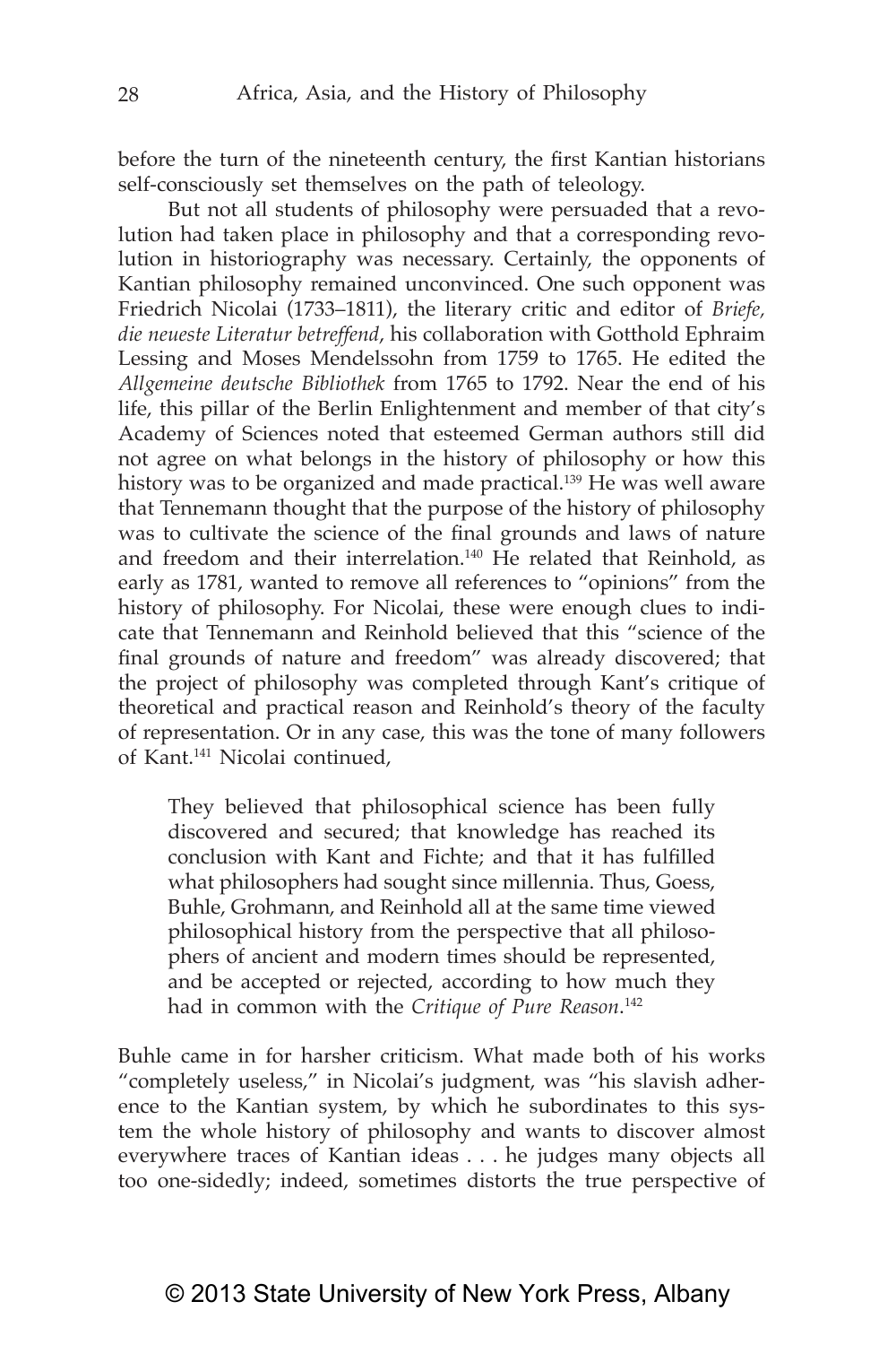before the turn of the nineteenth century, the first Kantian historians self-consciously set themselves on the path of teleology.

But not all students of philosophy were persuaded that a revolution had taken place in philosophy and that a corresponding revolution in historiography was necessary. Certainly, the opponents of Kantian philosophy remained unconvinced. One such opponent was Friedrich Nicolai (1733–1811), the literary critic and editor of *Briefe, die neueste Literatur betreffend*, his collaboration with Gotthold Ephraim Lessing and Moses Mendelssohn from 1759 to 1765. He edited the *Allgemeine deutsche Bibliothek* from 1765 to 1792. Near the end of his life, this pillar of the Berlin Enlightenment and member of that city's Academy of Sciences noted that esteemed German authors still did not agree on what belongs in the history of philosophy or how this history was to be organized and made practical.[139] He was well aware that Tennemann thought that the purpose of the history of philosophy was to cultivate the science of the final grounds and laws of nature and freedom and their interrelation.[140] He related that Reinhold, as early as 1781, wanted to remove all references to "opinions" from the history of philosophy. For Nicolai, these were enough clues to indicate that Tennemann and Reinhold believed that this "science of the final grounds of nature and freedom" was already discovered; that the project of philosophy was completed through Kant's critique of theoretical and practical reason and Reinhold's theory of the faculty of representation. Or in any case, this was the tone of many followers of Kant.[141] Nicolai continued,

> They believed that philosophical science has been fully discovered and secured; that knowledge has reached its conclusion with Kant and Fichte; and that it has fulfilled what philosophers had sought since millennia. Thus, Goess, Buhle, Grohmann, and Reinhold all at the same time viewed philosophical history from the perspective that all philosophers of ancient and modern times should be represented, and be accepted or rejected, according to how much they had in common with the *Critique of Pure Reason*.[142]

Buhle came in for harsher criticism. What made both of his works "completely useless," in Nicolai's judgment, was "his slavish adherence to the Kantian system, by which he subordinates to this system the whole history of philosophy and wants to discover almost everywhere traces of Kantian ideas . . . he judges many objects all too one-sidedly; indeed, sometimes distorts the true perspective of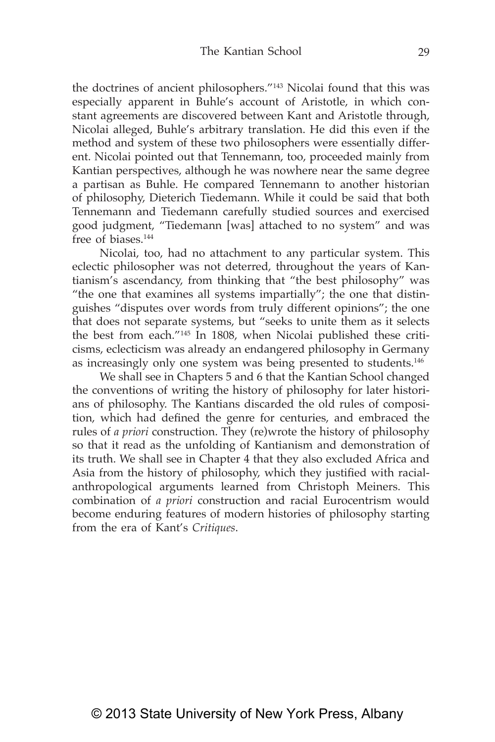the doctrines of ancient philosophers."[143] Nicolai found that this was especially apparent in Buhle's account of Aristotle, in which constant agreements are discovered between Kant and Aristotle through, Nicolai alleged, Buhle's arbitrary translation. He did this even if the method and system of these two philosophers were essentially different. Nicolai pointed out that Tennemann, too, proceeded mainly from Kantian perspectives, although he was nowhere near the same degree a partisan as Buhle. He compared Tennemann to another historian of philosophy, Dieterich Tiedemann. While it could be said that both Tennemann and Tiedemann carefully studied sources and exercised good judgment, "Tiedemann [was] attached to no system" and was free of biases.[144]

Nicolai, too, had no attachment to any particular system. This eclectic philosopher was not deterred, throughout the years of Kantianism's ascendancy, from thinking that "the best philosophy" was "the one that examines all systems impartially"; the one that distinguishes "disputes over words from truly different opinions"; the one that does not separate systems, but "seeks to unite them as it selects the best from each."[145] In 1808, when Nicolai published these criticisms, eclecticism was already an endangered philosophy in Germany as increasingly only one system was being presented to students.[146]

We shall see in Chapters 5 and 6 that the Kantian School changed the conventions of writing the history of philosophy for later historians of philosophy. The Kantians discarded the old rules of composition, which had defined the genre for centuries, and embraced the rules of *a priori* construction. They (re)wrote the history of philosophy so that it read as the unfolding of Kantianism and demonstration of its truth. We shall see in Chapter 4 that they also excluded Africa and Asia from the history of philosophy, which they justified with racial-anthropological arguments learned from Christoph Meiners. This combination of *a priori* construction and racial Eurocentrism would become enduring features of modern histories of philosophy starting from the era of Kant's *Critiques*.